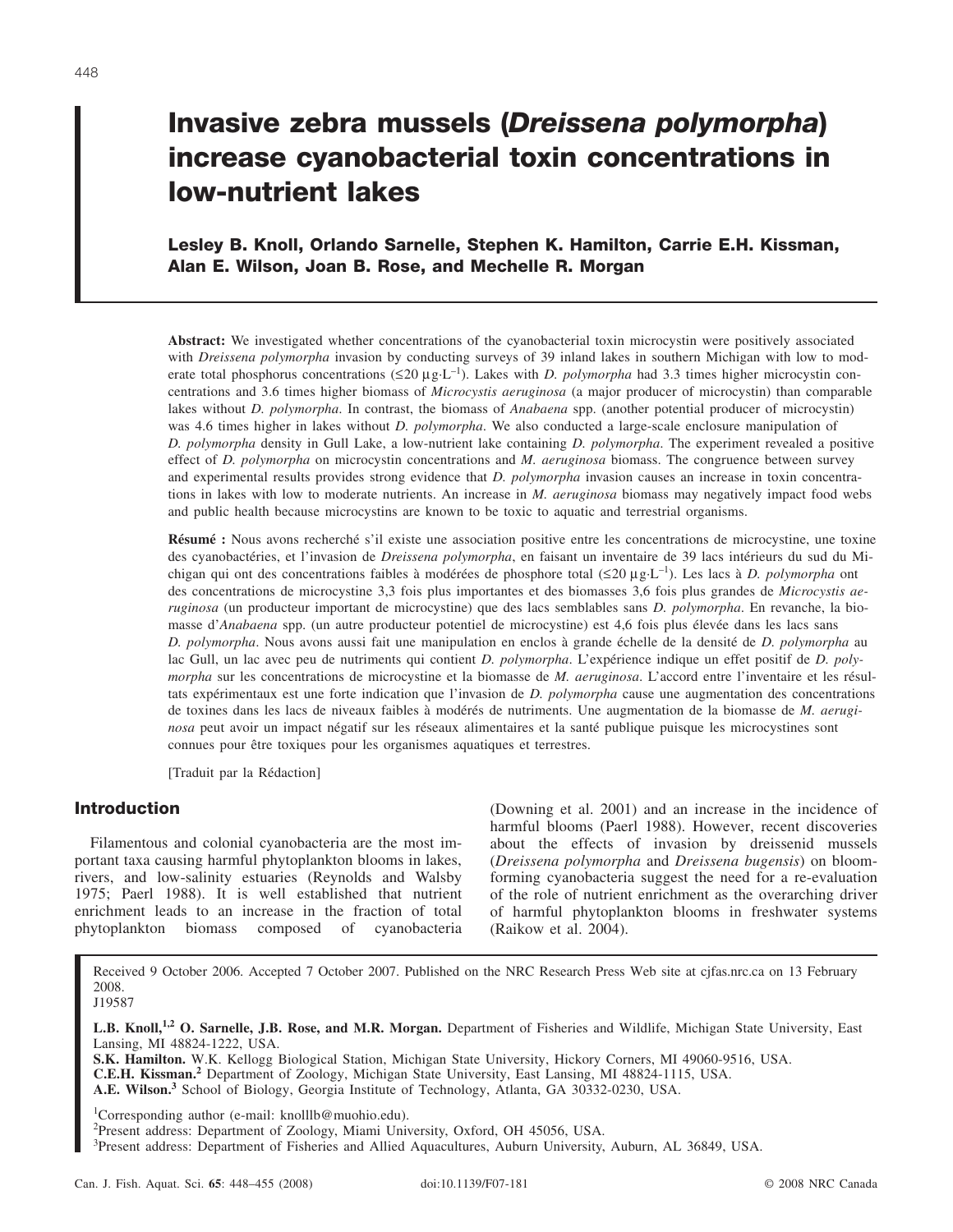# Invasive zebra mussels (*Dreissena polymorpha*) increase cyanobacterial toxin concentrations in low-nutrient lakes

**Lesley B. Knoll, Orlando Sarnelle, Stephen K. Hamilton, Carrie E.H. Kissman, Alan E. Wilson, Joan B. Rose, and Mechelle R. Morgan**

**Abstract:** We investigated whether concentrations of the cyanobacterial toxin microcystin were positively associated with *Dreissena polymorpha* invasion by conducting surveys of 39 inland lakes in southern Michigan with low to moderate total phosphorus concentrations (≤20 μg·L$^{-1}$). Lakes with *D. polymorpha* had 3.3 times higher microcystin concentrations and 3.6 times higher biomass of *Microcystis aeruginosa* (a major producer of microcystin) than comparable lakes without *D. polymorpha*. In contrast, the biomass of *Anabaena* spp. (another potential producer of microcystin) was 4.6 times higher in lakes without *D. polymorpha*. We also conducted a large-scale enclosure manipulation of *D. polymorpha* density in Gull Lake, a low-nutrient lake containing *D. polymorpha*. The experiment revealed a positive effect of *D. polymorpha* on microcystin concentrations and *M. aeruginosa* biomass. The congruence between survey and experimental results provides strong evidence that *D. polymorpha* invasion causes an increase in toxin concentrations in lakes with low to moderate nutrients. An increase in *M. aeruginosa* biomass may negatively impact food webs and public health because microcystins are known to be toxic to aquatic and terrestrial organisms.

**Résumé :** Nous avons recherché s'il existe une association positive entre les concentrations de microcystine, une toxine des cyanobactéries, et l'invasion de *Dreissena polymorpha*, en faisant un inventaire de 39 lacs intérieurs du sud du Michigan qui ont des concentrations faibles à modérées de phosphore total (≤20 μg·L$^{-1}$). Les lacs à *D. polymorpha* ont des concentrations de microcystine 3,3 fois plus importantes et des biomasses 3,6 fois plus grandes de *Microcystis aeruginosa* (un producteur important de microcystine) que des lacs semblables sans *D. polymorpha*. En revanche, la biomasse d'*Anabaena* spp. (un autre producteur potentiel de microcystine) est 4,6 fois plus élevée dans les lacs sans *D. polymorpha*. Nous avons aussi fait une manipulation en enclos à grande échelle de la densité de *D. polymorpha* au lac Gull, un lac avec peu de nutriments qui contient *D. polymorpha*. L'expérience indique un effet positif de *D. polymorpha* sur les concentrations de microcystine et la biomasse de *M. aeruginosa*. L'accord entre l'inventaire et les résultats expérimentaux est une forte indication que l'invasion de *D. polymorpha* cause une augmentation des concentrations de toxines dans les lacs de niveaux faibles à modérés de nutriments. Une augmentation de la biomasse de *M. aeruginosa* peut avoir un impact négatif sur les réseaux alimentaires et la santé publique puisque les microcystines sont connues pour être toxiques pour les organismes aquatiques et terrestres.

[Traduit par la Rédaction]

## Introduction

Filamentous and colonial cyanobacteria are the most important taxa causing harmful phytoplankton blooms in lakes, rivers, and low-salinity estuaries (Reynolds and Walsby 1975; Paerl 1988). It is well established that nutrient enrichment leads to an increase in the fraction of total phytoplankton biomass composed of cyanobacteria (Downing et al. 2001) and an increase in the incidence of harmful blooms (Paerl 1988). However, recent discoveries about the effects of invasion by dreissenid mussels (*Dreissena polymorpha* and *Dreissena bugensis*) on bloom-forming cyanobacteria suggest the need for a re-evaluation of the role of nutrient enrichment as the overarching driver of harmful phytoplankton blooms in freshwater systems (Raikow et al. 2004).

Received 9 October 2006. Accepted 7 October 2007. Published on the NRC Research Press Web site at cjfas.nrc.ca on 13 February 2008.
J19587

**L.B. Knoll,[1,2] O. Sarnelle, J.B. Rose, and M.R. Morgan.** Department of Fisheries and Wildlife, Michigan State University, East Lansing, MI 48824-1222, USA.
**S.K. Hamilton.** W.K. Kellogg Biological Station, Michigan State University, Hickory Corners, MI 49060-9516, USA.
**C.E.H. Kissman.[2]** Department of Zoology, Michigan State University, East Lansing, MI 48824-1115, USA.
**A.E. Wilson.[3]** School of Biology, Georgia Institute of Technology, Atlanta, GA 30332-0230, USA.

[1]Corresponding author (e-mail: knolllb@muohio.edu).
[2]Present address: Department of Zoology, Miami University, Oxford, OH 45056, USA.
[3]Present address: Department of Fisheries and Allied Aquacultures, Auburn University, Auburn, AL 36849, USA.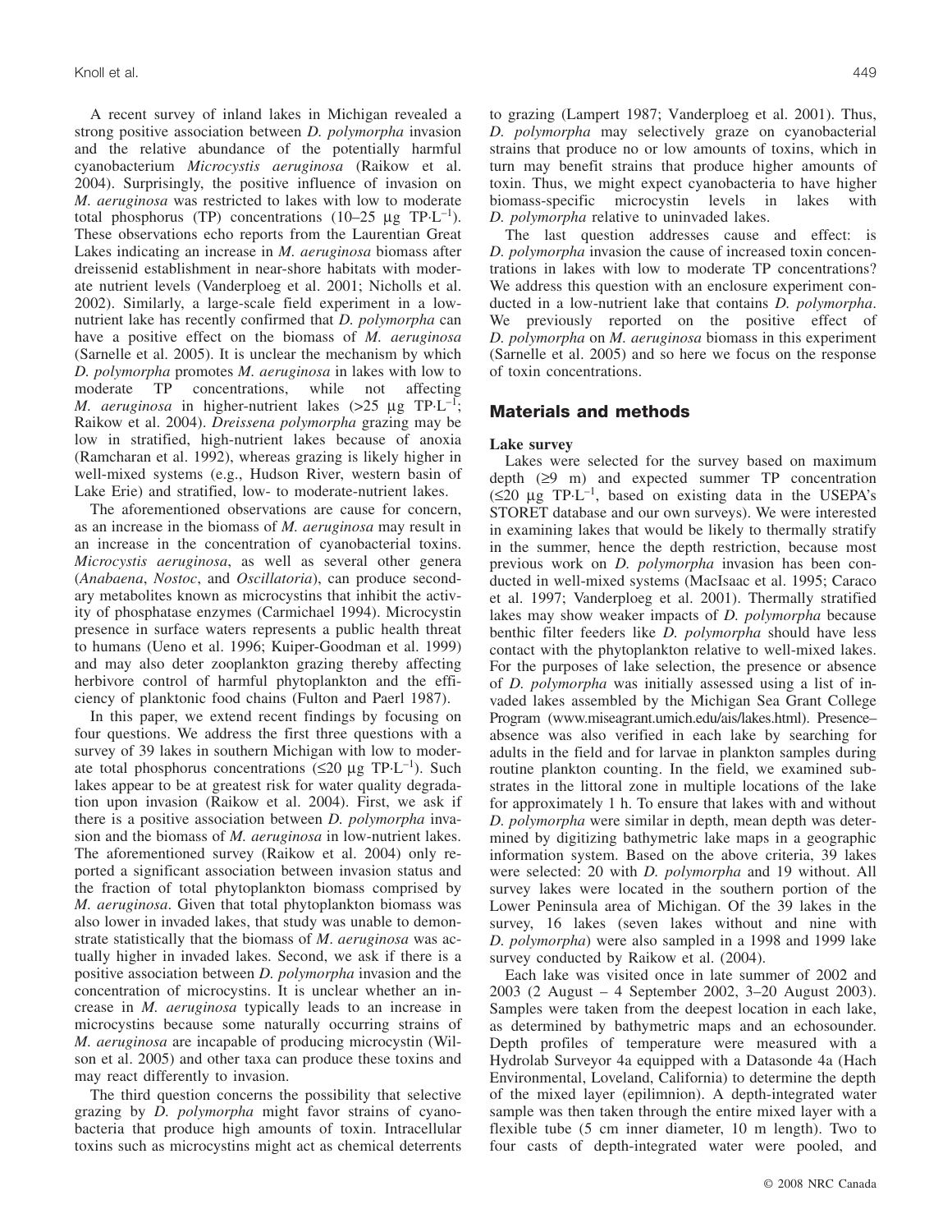A recent survey of inland lakes in Michigan revealed a strong positive association between *D. polymorpha* invasion and the relative abundance of the potentially harmful cyanobacterium *Microcystis aeruginosa* (Raikow et al. 2004). Surprisingly, the positive influence of invasion on *M. aeruginosa* was restricted to lakes with low to moderate total phosphorus (TP) concentrations (10–25 μg TP·L$^{-1}$). These observations echo reports from the Laurentian Great Lakes indicating an increase in *M. aeruginosa* biomass after dreissenid establishment in near-shore habitats with moderate nutrient levels (Vanderploeg et al. 2001; Nicholls et al. 2002). Similarly, a large-scale field experiment in a low-nutrient lake has recently confirmed that *D. polymorpha* can have a positive effect on the biomass of *M. aeruginosa* (Sarnelle et al. 2005). It is unclear the mechanism by which *D. polymorpha* promotes *M. aeruginosa* in lakes with low to moderate TP concentrations, while not affecting *M. aeruginosa* in higher-nutrient lakes (>25 μg TP·L$^{-1}$; Raikow et al. 2004). *Dreissena polymorpha* grazing may be low in stratified, high-nutrient lakes because of anoxia (Ramcharan et al. 1992), whereas grazing is likely higher in well-mixed systems (e.g., Hudson River, western basin of Lake Erie) and stratified, low- to moderate-nutrient lakes.

The aforementioned observations are cause for concern, as an increase in the biomass of *M. aeruginosa* may result in an increase in the concentration of cyanobacterial toxins. *Microcystis aeruginosa*, as well as several other genera (*Anabaena*, *Nostoc*, and *Oscillatoria*), can produce secondary metabolites known as microcystins that inhibit the activity of phosphatase enzymes (Carmichael 1994). Microcystin presence in surface waters represents a public health threat to humans (Ueno et al. 1996; Kuiper-Goodman et al. 1999) and may also deter zooplankton grazing thereby affecting herbivore control of harmful phytoplankton and the efficiency of planktonic food chains (Fulton and Paerl 1987).

In this paper, we extend recent findings by focusing on four questions. We address the first three questions with a survey of 39 lakes in southern Michigan with low to moderate total phosphorus concentrations (≤20 μg TP·L$^{-1}$). Such lakes appear to be at greatest risk for water quality degradation upon invasion (Raikow et al. 2004). First, we ask if there is a positive association between *D. polymorpha* invasion and the biomass of *M. aeruginosa* in low-nutrient lakes. The aforementioned survey (Raikow et al. 2004) only reported a significant association between invasion status and the fraction of total phytoplankton biomass comprised by *M. aeruginosa*. Given that total phytoplankton biomass was also lower in invaded lakes, that study was unable to demonstrate statistically that the biomass of *M. aeruginosa* was actually higher in invaded lakes. Second, we ask if there is a positive association between *D. polymorpha* invasion and the concentration of microcystins. It is unclear whether an increase in *M. aeruginosa* typically leads to an increase in microcystins because some naturally occurring strains of *M. aeruginosa* are incapable of producing microcystin (Wilson et al. 2005) and other taxa can produce these toxins and may react differently to invasion.

The third question concerns the possibility that selective grazing by *D. polymorpha* might favor strains of cyanobacteria that produce high amounts of toxin. Intracellular toxins such as microcystins might act as chemical deterrents to grazing (Lampert 1987; Vanderploeg et al. 2001). Thus, *D. polymorpha* may selectively graze on cyanobacterial strains that produce no or low amounts of toxins, which in turn may benefit strains that produce higher amounts of toxin. Thus, we might expect cyanobacteria to have higher biomass-specific microcystin levels in lakes with *D. polymorpha* relative to uninvaded lakes.

The last question addresses cause and effect: is *D. polymorpha* invasion the cause of increased toxin concentrations in lakes with low to moderate TP concentrations? We address this question with an enclosure experiment conducted in a low-nutrient lake that contains *D. polymorpha*. We previously reported on the positive effect of *D. polymorpha* on *M. aeruginosa* biomass in this experiment (Sarnelle et al. 2005) and so here we focus on the response of toxin concentrations.

## Materials and methods

### Lake survey

Lakes were selected for the survey based on maximum depth (≥9 m) and expected summer TP concentration (≤20 μg TP·L$^{-1}$, based on existing data in the USEPA's STORET database and our own surveys). We were interested in examining lakes that would be likely to thermally stratify in the summer, hence the depth restriction, because most previous work on *D. polymorpha* invasion has been conducted in well-mixed systems (MacIsaac et al. 1995; Caraco et al. 1997; Vanderploeg et al. 2001). Thermally stratified lakes may show weaker impacts of *D. polymorpha* because benthic filter feeders like *D. polymorpha* should have less contact with the phytoplankton relative to well-mixed lakes. For the purposes of lake selection, the presence or absence of *D. polymorpha* was initially assessed using a list of invaded lakes assembled by the Michigan Sea Grant College Program (www.miseagrant.umich.edu/ais/lakes.html). Presence–absence was also verified in each lake by searching for adults in the field and for larvae in plankton samples during routine plankton counting. In the field, we examined substrates in the littoral zone in multiple locations of the lake for approximately 1 h. To ensure that lakes with and without *D. polymorpha* were similar in depth, mean depth was determined by digitizing bathymetric lake maps in a geographic information system. Based on the above criteria, 39 lakes were selected: 20 with *D. polymorpha* and 19 without. All survey lakes were located in the southern portion of the Lower Peninsula area of Michigan. Of the 39 lakes in the survey, 16 lakes (seven lakes without and nine with *D. polymorpha*) were also sampled in a 1998 and 1999 lake survey conducted by Raikow et al. (2004).

Each lake was visited once in late summer of 2002 and 2003 (2 August – 4 September 2002, 3–20 August 2003). Samples were taken from the deepest location in each lake, as determined by bathymetric maps and an echosounder. Depth profiles of temperature were measured with a Hydrolab Surveyor 4a equipped with a Datasonde 4a (Hach Environmental, Loveland, California) to determine the depth of the mixed layer (epilimnion). A depth-integrated water sample was then taken through the entire mixed layer with a flexible tube (5 cm inner diameter, 10 m length). Two to four casts of depth-integrated water were pooled, and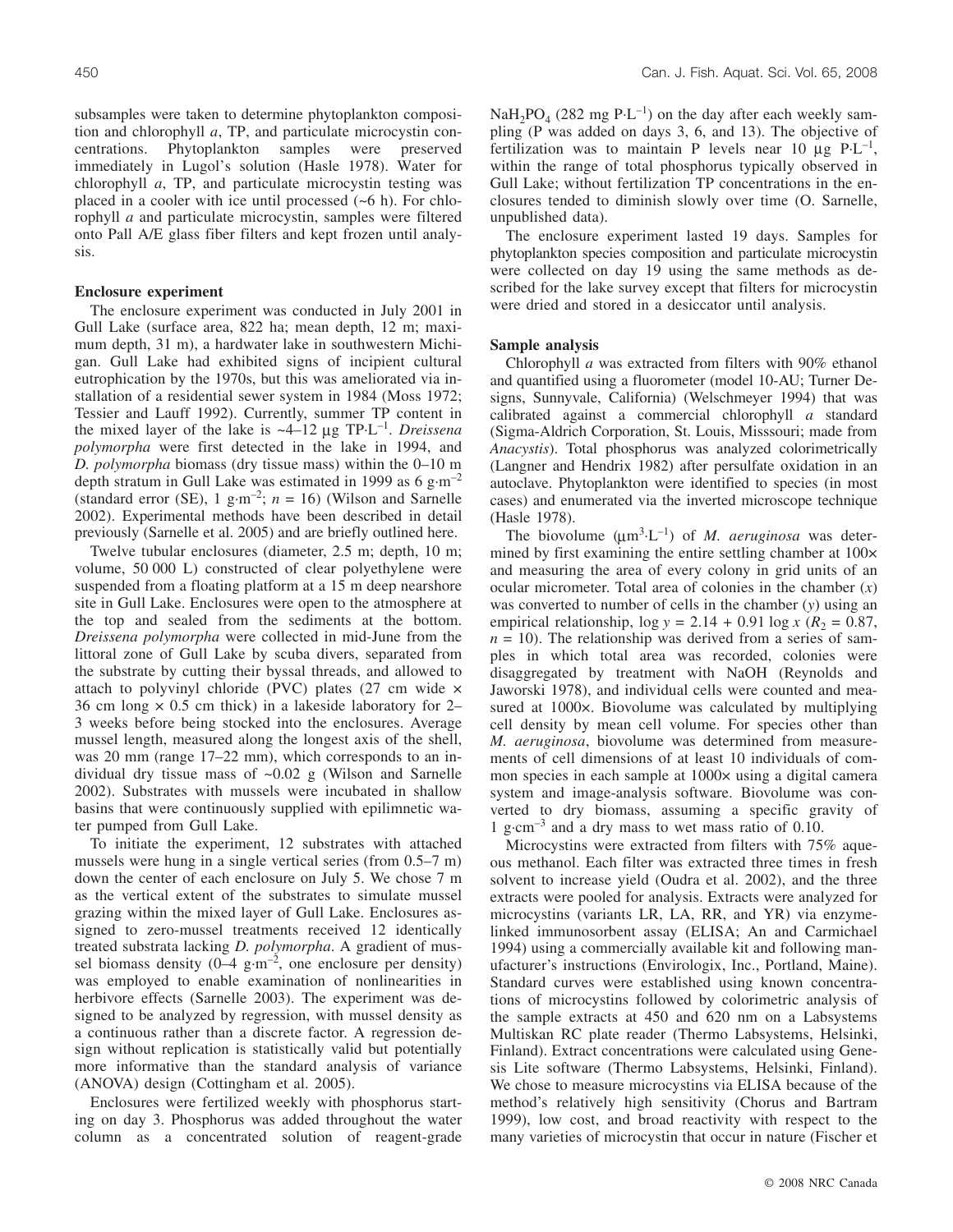subsamples were taken to determine phytoplankton composition and chlorophyll *a*, TP, and particulate microcystin concentrations. Phytoplankton samples were preserved immediately in Lugol's solution (Hasle 1978). Water for chlorophyll *a*, TP, and particulate microcystin testing was placed in a cooler with ice until processed (~6 h). For chlorophyll *a* and particulate microcystin, samples were filtered onto Pall A/E glass fiber filters and kept frozen until analysis.

### Enclosure experiment

The enclosure experiment was conducted in July 2001 in Gull Lake (surface area, 822 ha; mean depth, 12 m; maximum depth, 31 m), a hardwater lake in southwestern Michigan. Gull Lake had exhibited signs of incipient cultural eutrophication by the 1970s, but this was ameliorated via installation of a residential sewer system in 1984 (Moss 1972; Tessier and Lauff 1992). Currently, summer TP content in the mixed layer of the lake is ~4–12 μg TP·L$^{-1}$. *Dreissena polymorpha* were first detected in the lake in 1994, and *D. polymorpha* biomass (dry tissue mass) within the 0–10 m depth stratum in Gull Lake was estimated in 1999 as 6 g·m$^{-2}$ (standard error (SE), 1 g·m$^{-2}$; $n = 16$) (Wilson and Sarnelle 2002). Experimental methods have been described in detail previously (Sarnelle et al. 2005) and are briefly outlined here.

Twelve tubular enclosures (diameter, 2.5 m; depth, 10 m; volume, 50 000 L) constructed of clear polyethylene were suspended from a floating platform at a 15 m deep nearshore site in Gull Lake. Enclosures were open to the atmosphere at the top and sealed from the sediments at the bottom. *Dreissena polymorpha* were collected in mid-June from the littoral zone of Gull Lake by scuba divers, separated from the substrate by cutting their byssal threads, and allowed to attach to polyvinyl chloride (PVC) plates (27 cm wide × 36 cm long × 0.5 cm thick) in a lakeside laboratory for 2–3 weeks before being stocked into the enclosures. Average mussel length, measured along the longest axis of the shell, was 20 mm (range 17–22 mm), which corresponds to an individual dry tissue mass of ~0.02 g (Wilson and Sarnelle 2002). Substrates with mussels were incubated in shallow basins that were continuously supplied with epilimnetic water pumped from Gull Lake.

To initiate the experiment, 12 substrates with attached mussels were hung in a single vertical series (from 0.5–7 m) down the center of each enclosure on July 5. We chose 7 m as the vertical extent of the substrates to simulate mussel grazing within the mixed layer of Gull Lake. Enclosures assigned to zero-mussel treatments received 12 identically treated substrata lacking *D. polymorpha*. A gradient of mussel biomass density (0–4 g·m$^{-2}$, one enclosure per density) was employed to enable examination of nonlinearities in herbivore effects (Sarnelle 2003). The experiment was designed to be analyzed by regression, with mussel density as a continuous rather than a discrete factor. A regression design without replication is statistically valid but potentially more informative than the standard analysis of variance (ANOVA) design (Cottingham et al. 2005).

Enclosures were fertilized weekly with phosphorus starting on day 3. Phosphorus was added throughout the water column as a concentrated solution of reagent-grade $NaH_2PO_4$ (282 mg P·L$^{-1}$) on the day after each weekly sampling (P was added on days 3, 6, and 13). The objective of fertilization was to maintain P levels near 10 μg P·L$^{-1}$, within the range of total phosphorus typically observed in Gull Lake; without fertilization TP concentrations in the enclosures tended to diminish slowly over time (O. Sarnelle, unpublished data).

The enclosure experiment lasted 19 days. Samples for phytoplankton species composition and particulate microcystin were collected on day 19 using the same methods as described for the lake survey except that filters for microcystin were dried and stored in a desiccator until analysis.

### Sample analysis

Chlorophyll *a* was extracted from filters with 90% ethanol and quantified using a fluorometer (model 10-AU; Turner Designs, Sunnyvale, California) (Welschmeyer 1994) that was calibrated against a commercial chlorophyll *a* standard (Sigma-Aldrich Corporation, St. Louis, Misssouri; made from *Anacystis*). Total phosphorus was analyzed colorimetrically (Langner and Hendrix 1982) after persulfate oxidation in an autoclave. Phytoplankton were identified to species (in most cases) and enumerated via the inverted microscope technique (Hasle 1978).

The biovolume (μm$^3$·L$^{-1}$) of *M. aeruginosa* was determined by first examining the entire settling chamber at 100× and measuring the area of every colony in grid units of an ocular micrometer. Total area of colonies in the chamber ($x$) was converted to number of cells in the chamber ($y$) using an empirical relationship, $\log y = 2.14 + 0.91 \log x$ ($R_2 = 0.87$, $n = 10$). The relationship was derived from a series of samples in which total area was recorded, colonies were disaggregated by treatment with NaOH (Reynolds and Jaworski 1978), and individual cells were counted and measured at 1000×. Biovolume was calculated by multiplying cell density by mean cell volume. For species other than *M. aeruginosa*, biovolume was determined from measurements of cell dimensions of at least 10 individuals of common species in each sample at 1000× using a digital camera system and image-analysis software. Biovolume was converted to dry biomass, assuming a specific gravity of 1 g·cm$^{-3}$ and a dry mass to wet mass ratio of 0.10.

Microcystins were extracted from filters with 75% aqueous methanol. Each filter was extracted three times in fresh solvent to increase yield (Oudra et al. 2002), and the three extracts were pooled for analysis. Extracts were analyzed for microcystins (variants LR, LA, RR, and YR) via enzyme-linked immunosorbent assay (ELISA; An and Carmichael 1994) using a commercially available kit and following manufacturer's instructions (Envirologix, Inc., Portland, Maine). Standard curves were established using known concentrations of microcystins followed by colorimetric analysis of the sample extracts at 450 and 620 nm on a Labsystems Multiskan RC plate reader (Thermo Labsystems, Helsinki, Finland). Extract concentrations were calculated using Genesis Lite software (Thermo Labsystems, Helsinki, Finland). We chose to measure microcystins via ELISA because of the method's relatively high sensitivity (Chorus and Bartram 1999), low cost, and broad reactivity with respect to the many varieties of microcystin that occur in nature (Fischer et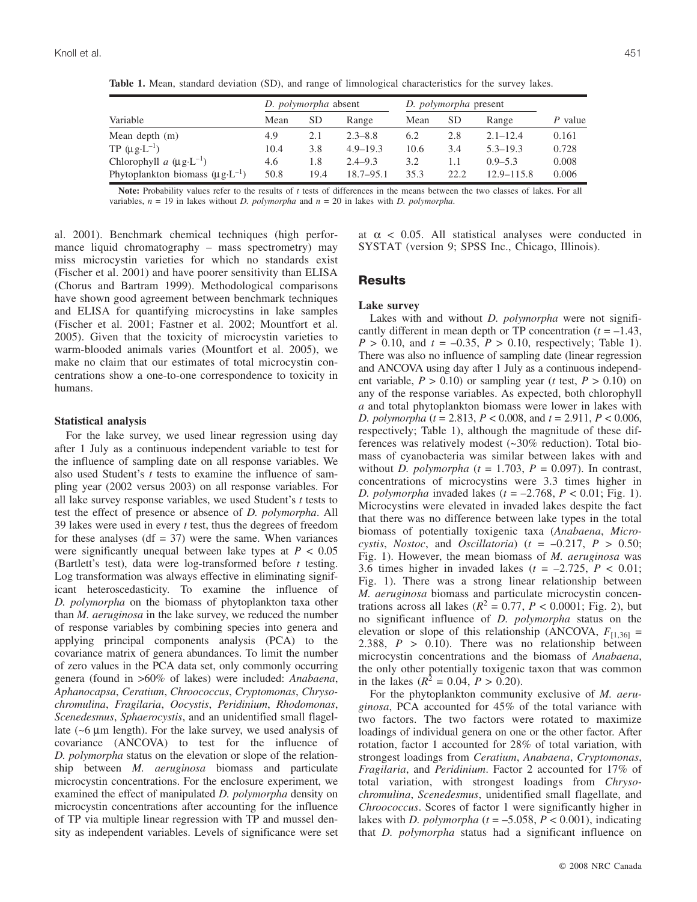**Table 1.** Mean, standard deviation (SD), and range of limnological characteristics for the survey lakes.

| Variable | *D. polymorpha* absent | | | *D. polymorpha* present | | | *P* value |
|---|---|---|---|---|---|---|---|
| | Mean | SD | Range | Mean | SD | Range | |
| Mean depth (m) | 4.9 | 2.1 | 2.3–8.8 | 6.2 | 2.8 | 2.1–12.4 | 0.161 |
| TP ($\mu g \cdot L^{-1}$) | 10.4 | 3.8 | 4.9–19.3 | 10.6 | 3.4 | 5.3–19.3 | 0.728 |
| Chlorophyll *a* ($\mu g \cdot L^{-1}$) | 4.6 | 1.8 | 2.4–9.3 | 3.2 | 1.1 | 0.9–5.3 | 0.008 |
| Phytoplankton biomass ($\mu g \cdot L^{-1}$) | 50.8 | 19.4 | 18.7–95.1 | 35.3 | 22.2 | 12.9–115.8 | 0.006 |

**Note:** Probability values refer to the results of *t* tests of differences in the means between the two classes of lakes. For all variables, $n = 19$ in lakes without *D. polymorpha* and $n = 20$ in lakes with *D. polymorpha*.

al. 2001). Benchmark chemical techniques (high performance liquid chromatography – mass spectrometry) may miss microcystin varieties for which no standards exist (Fischer et al. 2001) and have poorer sensitivity than ELISA (Chorus and Bartram 1999). Methodological comparisons have shown good agreement between benchmark techniques and ELISA for quantifying microcystins in lake samples (Fischer et al. 2001; Fastner et al. 2002; Mountfort et al. 2005). Given that the toxicity of microcystin varieties to warm-blooded animals varies (Mountfort et al. 2005), we make no claim that our estimates of total microcystin concentrations show a one-to-one correspondence to toxicity in humans.

### Statistical analysis

For the lake survey, we used linear regression using day after 1 July as a continuous independent variable to test for the influence of sampling date on all response variables. We also used Student's *t* tests to examine the influence of sampling year (2002 versus 2003) on all response variables. For all lake survey response variables, we used Student's *t* tests to test the effect of presence or absence of *D. polymorpha*. All 39 lakes were used in every *t* test, thus the degrees of freedom for these analyses (df = 37) were the same. When variances were significantly unequal between lake types at $P < 0.05$ (Bartlett's test), data were log-transformed before *t* testing. Log transformation was always effective in eliminating significant heteroscedasticity. To examine the influence of *D. polymorpha* on the biomass of phytoplankton taxa other than *M. aeruginosa* in the lake survey, we reduced the number of response variables by combining species into genera and applying principal components analysis (PCA) to the covariance matrix of genera abundances. To limit the number of zero values in the PCA data set, only commonly occurring genera (found in >60% of lakes) were included: *Anabaena*, *Aphanocapsa*, *Ceratium*, *Chroococcus*, *Cryptomonas*, *Chrysochromulina*, *Fragilaria*, *Oocystis*, *Peridinium*, *Rhodomonas*, *Scenedesmus*, *Sphaerocystis*, and an unidentified small flagellate (~6 μm length). For the lake survey, we used analysis of covariance (ANCOVA) to test for the influence of *D. polymorpha* status on the elevation or slope of the relationship between *M. aeruginosa* biomass and particulate microcystin concentrations. For the enclosure experiment, we examined the effect of manipulated *D. polymorpha* density on microcystin concentrations after accounting for the influence of TP via multiple linear regression with TP and mussel density as independent variables. Levels of significance were set at $\alpha < 0.05$. All statistical analyses were conducted in SYSTAT (version 9; SPSS Inc., Chicago, Illinois).

## Results

### Lake survey

Lakes with and without *D. polymorpha* were not significantly different in mean depth or TP concentration ($t = -1.43$, $P > 0.10$, and $t = -0.35$, $P > 0.10$, respectively; Table 1). There was also no influence of sampling date (linear regression and ANCOVA using day after 1 July as a continuous independent variable, $P > 0.10$) or sampling year (*t* test, $P > 0.10$) on any of the response variables. As expected, both chlorophyll *a* and total phytoplankton biomass were lower in lakes with *D. polymorpha* ($t = 2.813$, $P < 0.008$, and $t = 2.911$, $P < 0.006$, respectively; Table 1), although the magnitude of these differences was relatively modest (~30% reduction). Total biomass of cyanobacteria was similar between lakes with and without *D. polymorpha* ($t = 1.703$, $P = 0.097$). In contrast, concentrations of microcystins were 3.3 times higher in *D. polymorpha* invaded lakes ($t = -2.768$, $P < 0.01$; Fig. 1). Microcystins were elevated in invaded lakes despite the fact that there was no difference between lake types in the total biomass of potentially toxigenic taxa (*Anabaena*, *Microcystis*, *Nostoc*, and *Oscillatoria*) ($t = -0.217$, $P > 0.50$; Fig. 1). However, the mean biomass of *M. aeruginosa* was 3.6 times higher in invaded lakes ($t = -2.725$, $P < 0.01$; Fig. 1). There was a strong linear relationship between *M. aeruginosa* biomass and particulate microcystin concentrations across all lakes ($R^2 = 0.77$, $P < 0.0001$; Fig. 2), but no significant influence of *D. polymorpha* status on the elevation or slope of this relationship (ANCOVA, $F_{[1,36]} = 2.388$, $P > 0.10$). There was no relationship between microcystin concentrations and the biomass of *Anabaena*, the only other potentially toxigenic taxon that was common in the lakes ($R^2 = 0.04$, $P > 0.20$).

For the phytoplankton community exclusive of *M. aeruginosa*, PCA accounted for 45% of the total variance with two factors. The two factors were rotated to maximize loadings of individual genera on one or the other factor. After rotation, factor 1 accounted for 28% of total variation, with strongest loadings from *Ceratium*, *Anabaena*, *Cryptomonas*, *Fragilaria*, and *Peridinium*. Factor 2 accounted for 17% of total variation, with strongest loadings from *Chrysochromulina*, *Scenedesmus*, unidentified small flagellate, and *Chroococcus*. Scores of factor 1 were significantly higher in lakes with *D. polymorpha* ($t = -5.058$, $P < 0.001$), indicating that *D. polymorpha* status had a significant influence on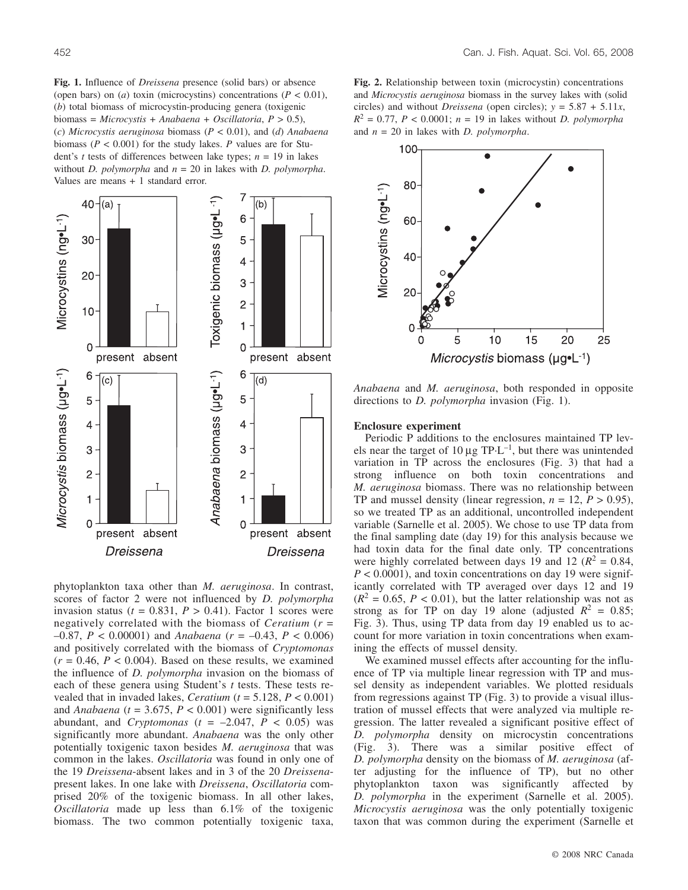**Fig. 1.** Influence of *Dreissena* presence (solid bars) or absence (open bars) on (*a*) toxin (microcystins) concentrations ($P < 0.01$), (*b*) total biomass of microcystin-producing genera (toxigenic biomass = *Microcystis* + *Anabaena* + *Oscillatoria*, $P > 0.5$), (*c*) *Microcystis aeruginosa* biomass ($P < 0.01$), and (*d*) *Anabaena* biomass ($P < 0.001$) for the study lakes. *P* values are for Student's *t* tests of differences between lake types; $n = 19$ in lakes without *D. polymorpha* and $n = 20$ in lakes with *D. polymorpha*. Values are means + 1 standard error.

**Fig. 2.** Relationship between toxin (microcystin) concentrations and *Microcystis aeruginosa* biomass in the survey lakes with (solid circles) and without *Dreissena* (open circles); $y = 5.87 + 5.11x$, $R^2 = 0.77$, $P < 0.0001$; $n = 19$ in lakes without *D. polymorpha* and $n = 20$ in lakes with *D. polymorpha*.

phytoplankton taxa other than *M. aeruginosa*. In contrast, scores of factor 2 were not influenced by *D. polymorpha* invasion status ($t = 0.831$, $P > 0.41$). Factor 1 scores were negatively correlated with the biomass of *Ceratium* ($r = -0.87$, $P < 0.00001$) and *Anabaena* ($r = -0.43$, $P < 0.006$) and positively correlated with the biomass of *Cryptomonas* ($r = 0.46$, $P < 0.004$). Based on these results, we examined the influence of *D. polymorpha* invasion on the biomass of each of these genera using Student's *t* tests. These tests revealed that in invaded lakes, *Ceratium* ($t = 5.128$, $P < 0.001$) and *Anabaena* ($t = 3.675$, $P < 0.001$) were significantly less abundant, and *Cryptomonas* ($t = -2.047$, $P < 0.05$) was significantly more abundant. *Anabaena* was the only other potentially toxigenic taxon besides *M. aeruginosa* that was common in the lakes. *Oscillatoria* was found in only one of the 19 *Dreissena*-absent lakes and in 3 of the 20 *Dreissena*-present lakes. In one lake with *Dreissena*, *Oscillatoria* comprised 20% of the toxigenic biomass. In all other lakes, *Oscillatoria* made up less than 6.1% of the toxigenic biomass. The two common potentially toxigenic taxa, *Anabaena* and *M. aeruginosa*, both responded in opposite directions to *D. polymorpha* invasion (Fig. 1).

### Enclosure experiment

Periodic P additions to the enclosures maintained TP levels near the target of 10 μg TP·L$^{-1}$, but there was unintended variation in TP across the enclosures (Fig. 3) that had a strong influence on both toxin concentrations and *M. aeruginosa* biomass. There was no relationship between TP and mussel density (linear regression, $n = 12$, $P > 0.95$), so we treated TP as an additional, uncontrolled independent variable (Sarnelle et al. 2005). We chose to use TP data from the final sampling date (day 19) for this analysis because we had toxin data for the final date only. TP concentrations were highly correlated between days 19 and 12 ($R^2 = 0.84$, $P < 0.0001$), and toxin concentrations on day 19 were significantly correlated with TP averaged over days 12 and 19 ($R^2 = 0.65$, $P < 0.01$), but the latter relationship was not as strong as for TP on day 19 alone (adjusted $R^2 = 0.85$; Fig. 3). Thus, using TP data from day 19 enabled us to account for more variation in toxin concentrations when examining the effects of mussel density.

We examined mussel effects after accounting for the influence of TP via multiple linear regression with TP and mussel density as independent variables. We plotted residuals from regressions against TP (Fig. 3) to provide a visual illustration of mussel effects that were analyzed via multiple regression. The latter revealed a significant positive effect of *D. polymorpha* density on microcystin concentrations (Fig. 3). There was a similar positive effect of *D. polymorpha* density on the biomass of *M. aeruginosa* (after adjusting for the influence of TP), but no other phytoplankton taxon was significantly affected by *D. polymorpha* in the experiment (Sarnelle et al. 2005). *Microcystis aeruginosa* was the only potentially toxigenic taxon that was common during the experiment (Sarnelle et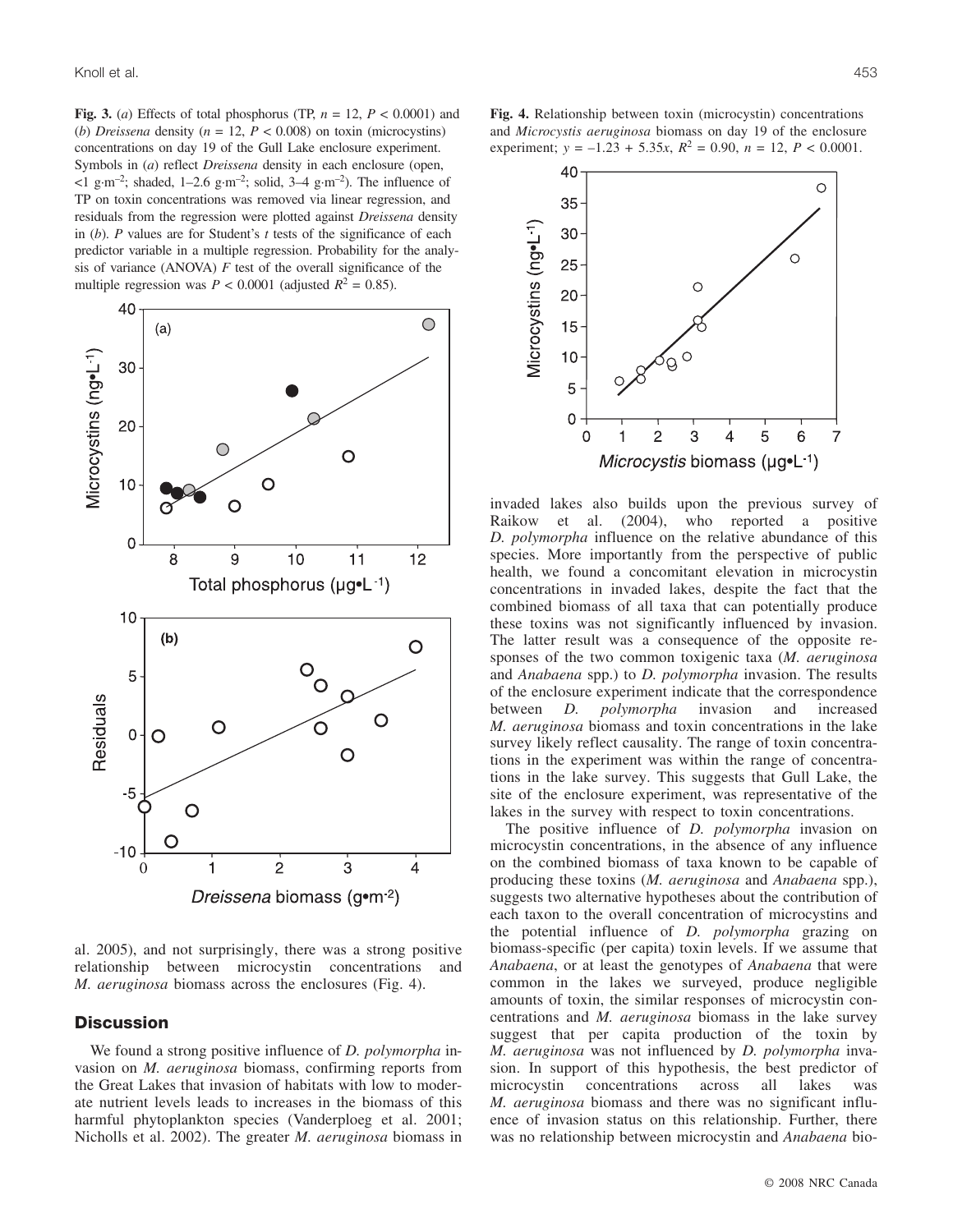**Fig. 3.** (*a*) Effects of total phosphorus (TP, $n = 12$, $P < 0.0001$) and (*b*) *Dreissena* density ($n = 12$, $P < 0.008$) on toxin (microcystins) concentrations on day 19 of the Gull Lake enclosure experiment. Symbols in (*a*) reflect *Dreissena* density in each enclosure (open, $<1\ g{\cdot}m^{-2}$; shaded, $1$–$2.6\ g{\cdot}m^{-2}$; solid, $3$–$4\ g{\cdot}m^{-2}$). The influence of TP on toxin concentrations was removed via linear regression, and residuals from the regression were plotted against *Dreissena* density in (*b*). *P* values are for Student's *t* tests of the significance of each predictor variable in a multiple regression. Probability for the analysis of variance (ANOVA) *F* test of the overall significance of the multiple regression was $P < 0.0001$ (adjusted $R^2 = 0.85$).

**Fig. 4.** Relationship between toxin (microcystin) concentrations and *Microcystis aeruginosa* biomass on day 19 of the enclosure experiment; $y = -1.23 + 5.35x$, $R^2 = 0.90$, $n = 12$, $P < 0.0001$.

al. 2005), and not surprisingly, there was a strong positive relationship between microcystin concentrations and *M. aeruginosa* biomass across the enclosures (Fig. 4).

## Discussion

We found a strong positive influence of *D. polymorpha* invasion on *M. aeruginosa* biomass, confirming reports from the Great Lakes that invasion of habitats with low to moderate nutrient levels leads to increases in the biomass of this harmful phytoplankton species (Vanderploeg et al. 2001; Nicholls et al. 2002). The greater *M. aeruginosa* biomass in invaded lakes also builds upon the previous survey of Raikow et al. (2004), who reported a positive *D. polymorpha* influence on the relative abundance of this species. More importantly from the perspective of public health, we found a concomitant elevation in microcystin concentrations in invaded lakes, despite the fact that the combined biomass of all taxa that can potentially produce these toxins was not significantly influenced by invasion. The latter result was a consequence of the opposite responses of the two common toxigenic taxa (*M. aeruginosa* and *Anabaena* spp.) to *D. polymorpha* invasion. The results of the enclosure experiment indicate that the correspondence between *D. polymorpha* invasion and increased *M. aeruginosa* biomass and toxin concentrations in the lake survey likely reflect causality. The range of toxin concentrations in the experiment was within the range of concentrations in the lake survey. This suggests that Gull Lake, the site of the enclosure experiment, was representative of the lakes in the survey with respect to toxin concentrations.

The positive influence of *D. polymorpha* invasion on microcystin concentrations, in the absence of any influence on the combined biomass of taxa known to be capable of producing these toxins (*M. aeruginosa* and *Anabaena* spp.), suggests two alternative hypotheses about the contribution of each taxon to the overall concentration of microcystins and the potential influence of *D. polymorpha* grazing on biomass-specific (per capita) toxin levels. If we assume that *Anabaena*, or at least the genotypes of *Anabaena* that were common in the lakes we surveyed, produce negligible amounts of toxin, the similar responses of microcystin concentrations and *M. aeruginosa* biomass in the lake survey suggest that per capita production of the toxin by *M. aeruginosa* was not influenced by *D. polymorpha* invasion. In support of this hypothesis, the best predictor of microcystin concentrations across all lakes was *M. aeruginosa* biomass and there was no significant influence of invasion status on this relationship. Further, there was no relationship between microcystin and *Anabaena* bio-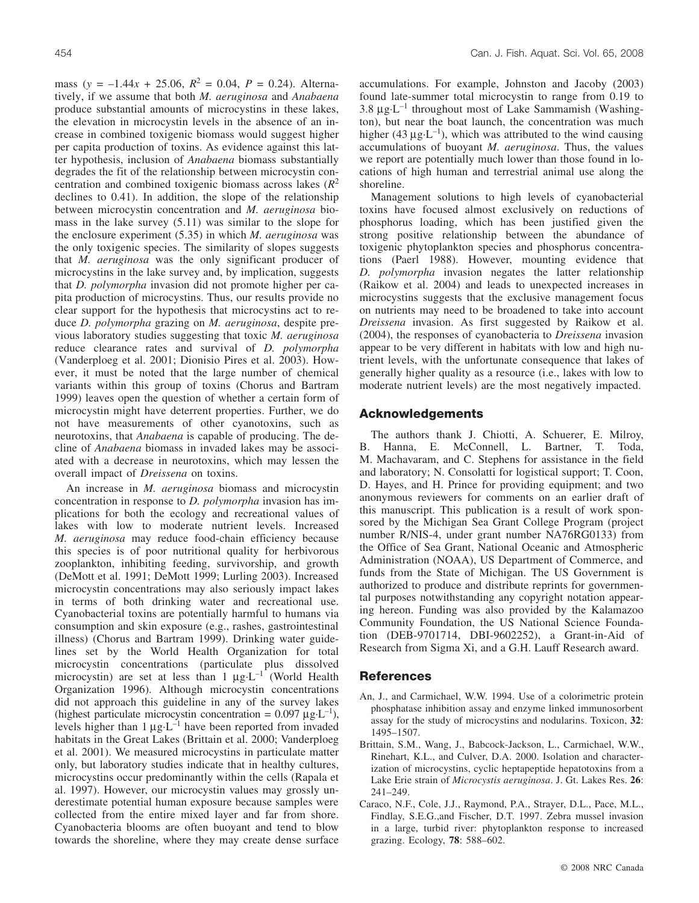mass ($y = -1.44x + 25.06$, $R^2 = 0.04$, $P = 0.24$). Alternatively, if we assume that both *M. aeruginosa* and *Anabaena* produce substantial amounts of microcystins in these lakes, the elevation in microcystin levels in the absence of an increase in combined toxigenic biomass would suggest higher per capita production of toxins. As evidence against this latter hypothesis, inclusion of *Anabaena* biomass substantially degrades the fit of the relationship between microcystin concentration and combined toxigenic biomass across lakes ($R^2$ declines to 0.41). In addition, the slope of the relationship between microcystin concentration and *M. aeruginosa* biomass in the lake survey (5.11) was similar to the slope for the enclosure experiment (5.35) in which *M. aeruginosa* was the only toxigenic species. The similarity of slopes suggests that *M. aeruginosa* was the only significant producer of microcystins in the lake survey and, by implication, suggests that *D. polymorpha* invasion did not promote higher per capita production of microcystins. Thus, our results provide no clear support for the hypothesis that microcystins act to reduce *D. polymorpha* grazing on *M. aeruginosa*, despite previous laboratory studies suggesting that toxic *M. aeruginosa* reduce clearance rates and survival of *D. polymorpha* (Vanderploeg et al. 2001; Dionisio Pires et al. 2003). However, it must be noted that the large number of chemical variants within this group of toxins (Chorus and Bartram 1999) leaves open the question of whether a certain form of microcystin might have deterrent properties. Further, we do not have measurements of other cyanotoxins, such as neurotoxins, that *Anabaena* is capable of producing. The decline of *Anabaena* biomass in invaded lakes may be associated with a decrease in neurotoxins, which may lessen the overall impact of *Dreissena* on toxins.

An increase in *M. aeruginosa* biomass and microcystin concentration in response to *D. polymorpha* invasion has implications for both the ecology and recreational values of lakes with low to moderate nutrient levels. Increased *M. aeruginosa* may reduce food-chain efficiency because this species is of poor nutritional quality for herbivorous zooplankton, inhibiting feeding, survivorship, and growth (DeMott et al. 1991; DeMott 1999; Lurling 2003). Increased microcystin concentrations may also seriously impact lakes in terms of both drinking water and recreational use. Cyanobacterial toxins are potentially harmful to humans via consumption and skin exposure (e.g., rashes, gastrointestinal illness) (Chorus and Bartram 1999). Drinking water guidelines set by the World Health Organization for total microcystin concentrations (particulate plus dissolved microcystin) are set at less than 1 $\mu g \cdot L^{-1}$ (World Health Organization 1996). Although microcystin concentrations did not approach this guideline in any of the survey lakes (highest particulate microcystin concentration = 0.097 $\mu g \cdot L^{-1}$), levels higher than 1 $\mu g \cdot L^{-1}$ have been reported from invaded habitats in the Great Lakes (Brittain et al. 2000; Vanderploeg et al. 2001). We measured microcystins in particulate matter only, but laboratory studies indicate that in healthy cultures, microcystins occur predominantly within the cells (Rapala et al. 1997). However, our microcystin values may grossly underestimate potential human exposure because samples were collected from the entire mixed layer and far from shore. Cyanobacteria blooms are often buoyant and tend to blow towards the shoreline, where they may create dense surface accumulations. For example, Johnston and Jacoby (2003) found late-summer total microcystin to range from 0.19 to 3.8 $\mu g \cdot L^{-1}$ throughout most of Lake Sammamish (Washington), but near the boat launch, the concentration was much higher (43 $\mu g \cdot L^{-1}$), which was attributed to the wind causing accumulations of buoyant *M. aeruginosa*. Thus, the values we report are potentially much lower than those found in locations of high human and terrestrial animal use along the shoreline.

Management solutions to high levels of cyanobacterial toxins have focused almost exclusively on reductions of phosphorus loading, which has been justified given the strong positive relationship between the abundance of toxigenic phytoplankton species and phosphorus concentrations (Paerl 1988). However, mounting evidence that *D. polymorpha* invasion negates the latter relationship (Raikow et al. 2004) and leads to unexpected increases in microcystins suggests that the exclusive management focus on nutrients may need to be broadened to take into account *Dreissena* invasion. As first suggested by Raikow et al. (2004), the responses of cyanobacteria to *Dreissena* invasion appear to be very different in habitats with low and high nutrient levels, with the unfortunate consequence that lakes of generally higher quality as a resource (i.e., lakes with low to moderate nutrient levels) are the most negatively impacted.

## Acknowledgements

The authors thank J. Chiotti, A. Schuerer, E. Milroy, B. Hanna, E. McConnell, L. Bartner, T. Toda, M. Machavaram, and C. Stephens for assistance in the field and laboratory; N. Consolatti for logistical support; T. Coon, D. Hayes, and H. Prince for providing equipment; and two anonymous reviewers for comments on an earlier draft of this manuscript. This publication is a result of work sponsored by the Michigan Sea Grant College Program (project number R/NIS-4, under grant number NA76RG0133) from the Office of Sea Grant, National Oceanic and Atmospheric Administration (NOAA), US Department of Commerce, and funds from the State of Michigan. The US Government is authorized to produce and distribute reprints for governmental purposes notwithstanding any copyright notation appearing hereon. Funding was also provided by the Kalamazoo Community Foundation, the US National Science Foundation (DEB-9701714, DBI-9602252), a Grant-in-Aid of Research from Sigma Xi, and a G.H. Lauff Research award.

## References

An, J., and Carmichael, W.W. 1994. Use of a colorimetric protein phosphatase inhibition assay and enzyme linked immunosorbent assay for the study of microcystins and nodularins. Toxicon, **32**: 1495–1507.

Brittain, S.M., Wang, J., Babcock-Jackson, L., Carmichael, W.W., Rinehart, K.L., and Culver, D.A. 2000. Isolation and characterization of microcystins, cyclic heptapeptide hepatotoxins from a Lake Erie strain of *Microcystis aeruginosa*. J. Gt. Lakes Res. **26**: 241–249.

Caraco, N.F., Cole, J.J., Raymond, P.A., Strayer, D.L., Pace, M.L., Findlay, S.E.G.,and Fischer, D.T. 1997. Zebra mussel invasion in a large, turbid river: phytoplankton response to increased grazing. Ecology, **78**: 588–602.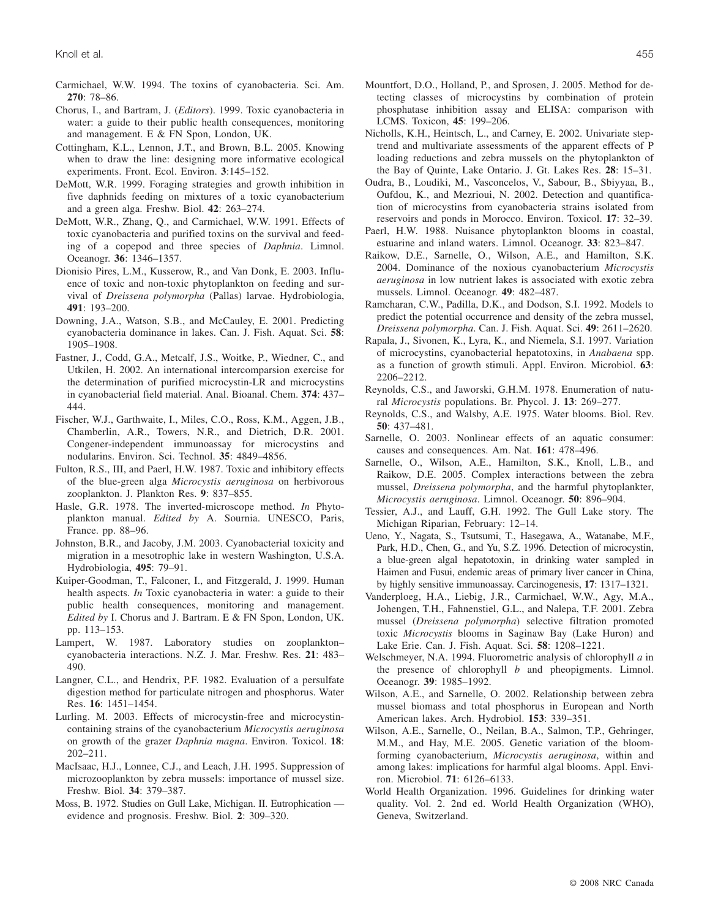Carmichael, W.W. 1994. The toxins of cyanobacteria. Sci. Am. **270**: 78–86.

Chorus, I., and Bartram, J. (*Editors*). 1999. Toxic cyanobacteria in water: a guide to their public health consequences, monitoring and management. E & FN Spon, London, UK.

Cottingham, K.L., Lennon, J.T., and Brown, B.L. 2005. Knowing when to draw the line: designing more informative ecological experiments. Front. Ecol. Environ. **3**:145–152.

DeMott, W.R. 1999. Foraging strategies and growth inhibition in five daphnids feeding on mixtures of a toxic cyanobacterium and a green alga. Freshw. Biol. **42**: 263–274.

DeMott, W.R., Zhang, Q., and Carmichael, W.W. 1991. Effects of toxic cyanobacteria and purified toxins on the survival and feeding of a copepod and three species of *Daphnia*. Limnol. Oceanogr. **36**: 1346–1357.

Dionisio Pires, L.M., Kusserow, R., and Van Donk, E. 2003. Influence of toxic and non-toxic phytoplankton on feeding and survival of *Dreissena polymorpha* (Pallas) larvae. Hydrobiologia, **491**: 193–200.

Downing, J.A., Watson, S.B., and McCauley, E. 2001. Predicting cyanobacteria dominance in lakes. Can. J. Fish. Aquat. Sci. **58**: 1905–1908.

Fastner, J., Codd, G.A., Metcalf, J.S., Woitke, P., Wiedner, C., and Utkilen, H. 2002. An international intercomparsion exercise for the determination of purified microcystin-LR and microcystins in cyanobacterial field material. Anal. Bioanal. Chem. **374**: 437–444.

Fischer, W.J., Garthwaite, I., Miles, C.O., Ross, K.M., Aggen, J.B., Chamberlin, A.R., Towers, N.R., and Dietrich, D.R. 2001. Congener-independent immunoassay for microcystins and nodularins. Environ. Sci. Technol. **35**: 4849–4856.

Fulton, R.S., III, and Paerl, H.W. 1987. Toxic and inhibitory effects of the blue-green alga *Microcystis aeruginosa* on herbivorous zooplankton. J. Plankton Res. **9**: 837–855.

Hasle, G.R. 1978. The inverted-microscope method. *In* Phytoplankton manual. *Edited by* A. Sournia. UNESCO, Paris, France. pp. 88–96.

Johnston, B.R., and Jacoby, J.M. 2003. Cyanobacterial toxicity and migration in a mesotrophic lake in western Washington, U.S.A. Hydrobiologia, **495**: 79–91.

Kuiper-Goodman, T., Falconer, I., and Fitzgerald, J. 1999. Human health aspects. *In* Toxic cyanobacteria in water: a guide to their public health consequences, monitoring and management. *Edited by* I. Chorus and J. Bartram. E & FN Spon, London, UK. pp. 113–153.

Lampert, W. 1987. Laboratory studies on zooplankton–cyanobacteria interactions. N.Z. J. Mar. Freshw. Res. **21**: 483–490.

Langner, C.L., and Hendrix, P.F. 1982. Evaluation of a persulfate digestion method for particulate nitrogen and phosphorus. Water Res. **16**: 1451–1454.

Lurling. M. 2003. Effects of microcystin-free and microcystin-containing strains of the cyanobacterium *Microcystis aeruginosa* on growth of the grazer *Daphnia magna*. Environ. Toxicol. **18**: 202–211.

MacIsaac, H.J., Lonnee, C.J., and Leach, J.H. 1995. Suppression of microzooplankton by zebra mussels: importance of mussel size. Freshw. Biol. **34**: 379–387.

Moss, B. 1972. Studies on Gull Lake, Michigan. II. Eutrophication — evidence and prognosis. Freshw. Biol. **2**: 309–320.

Mountfort, D.O., Holland, P., and Sprosen, J. 2005. Method for detecting classes of microcystins by combination of protein phosphatase inhibition assay and ELISA: comparison with LCMS. Toxicon, **45**: 199–206.

Nicholls, K.H., Heintsch, L., and Carney, E. 2002. Univariate step-trend and multivariate assessments of the apparent effects of P loading reductions and zebra mussels on the phytoplankton of the Bay of Quinte, Lake Ontario. J. Gt. Lakes Res. **28**: 15–31.

Oudra, B., Loudiki, M., Vasconcelos, V., Sabour, B., Sbiyyaa, B., Oufdou, K., and Mezrioui, N. 2002. Detection and quantification of microcystins from cyanobacteria strains isolated from reservoirs and ponds in Morocco. Environ. Toxicol. **17**: 32–39.

Paerl, H.W. 1988. Nuisance phytoplankton blooms in coastal, estuarine and inland waters. Limnol. Oceanogr. **33**: 823–847.

Raikow, D.E., Sarnelle, O., Wilson, A.E., and Hamilton, S.K. 2004. Dominance of the noxious cyanobacterium *Microcystis aeruginosa* in low nutrient lakes is associated with exotic zebra mussels. Limnol. Oceanogr. **49**: 482–487.

Ramcharan, C.W., Padilla, D.K., and Dodson, S.I. 1992. Models to predict the potential occurrence and density of the zebra mussel, *Dreissena polymorpha*. Can. J. Fish. Aquat. Sci. **49**: 2611–2620.

Rapala, J., Sivonen, K., Lyra, K., and Niemela, S.I. 1997. Variation of microcystins, cyanobacterial hepatotoxins, in *Anabaena* spp. as a function of growth stimuli. Appl. Environ. Microbiol. **63**: 2206–2212.

Reynolds, C.S., and Jaworski, G.H.M. 1978. Enumeration of natural *Microcystis* populations. Br. Phycol. J. **13**: 269–277.

Reynolds, C.S., and Walsby, A.E. 1975. Water blooms. Biol. Rev. **50**: 437–481.

Sarnelle, O. 2003. Nonlinear effects of an aquatic consumer: causes and consequences. Am. Nat. **161**: 478–496.

Sarnelle, O., Wilson, A.E., Hamilton, S.K., Knoll, L.B., and Raikow, D.E. 2005. Complex interactions between the zebra mussel, *Dreissena polymorpha*, and the harmful phytoplankter, *Microcystis aeruginosa*. Limnol. Oceanogr. **50**: 896–904.

Tessier, A.J., and Lauff, G.H. 1992. The Gull Lake story. The Michigan Riparian, February: 12–14.

Ueno, Y., Nagata, S., Tsutsumi, T., Hasegawa, A., Watanabe, M.F., Park, H.D., Chen, G., and Yu, S.Z. 1996. Detection of microcystin, a blue-green algal hepatotoxin, in drinking water sampled in Haimen and Fusui, endemic areas of primary liver cancer in China, by highly sensitive immunoassay. Carcinogenesis, **17**: 1317–1321.

Vanderploeg, H.A., Liebig, J.R., Carmichael, W.W., Agy, M.A., Johengen, T.H., Fahnenstiel, G.L., and Nalepa, T.F. 2001. Zebra mussel (*Dreissena polymorpha*) selective filtration promoted toxic *Microcystis* blooms in Saginaw Bay (Lake Huron) and Lake Erie. Can. J. Fish. Aquat. Sci. **58**: 1208–1221.

Welschmeyer, N.A. 1994. Fluorometric analysis of chlorophyll *a* in the presence of chlorophyll *b* and pheopigments. Limnol. Oceanogr. **39**: 1985–1992.

Wilson, A.E., and Sarnelle, O. 2002. Relationship between zebra mussel biomass and total phosphorus in European and North American lakes. Arch. Hydrobiol. **153**: 339–351.

Wilson, A.E., Sarnelle, O., Neilan, B.A., Salmon, T.P., Gehringer, M.M., and Hay, M.E. 2005. Genetic variation of the bloom-forming cyanobacterium, *Microcystis aeruginosa*, within and among lakes: implications for harmful algal blooms. Appl. Environ. Microbiol. **71**: 6126–6133.

World Health Organization. 1996. Guidelines for drinking water quality. Vol. 2. 2nd ed. World Health Organization (WHO), Geneva, Switzerland.